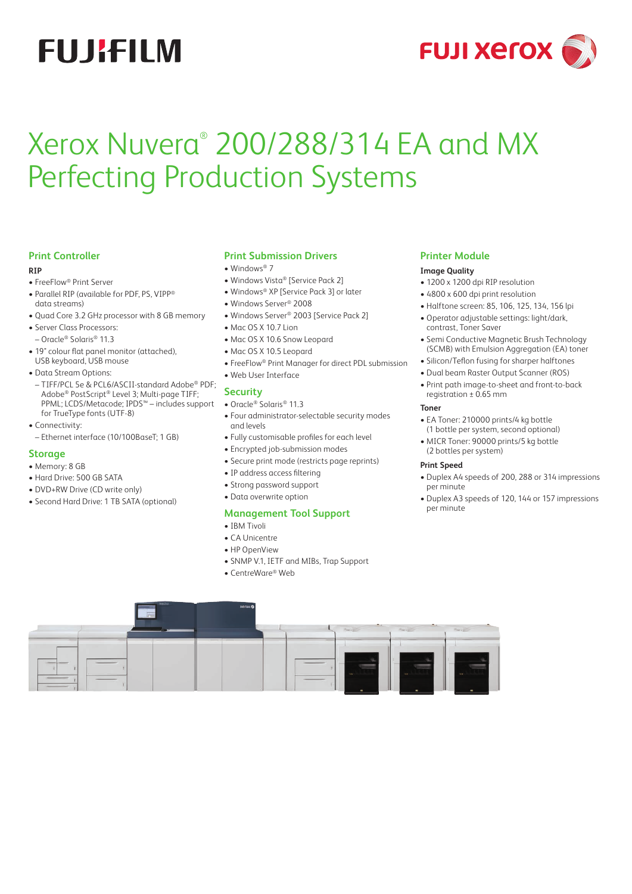# Xerox Nuvera® 200/288/314 EA and MX Perfecting Production Systems

## Print Controller

### RIP

- FreeFlow® Print Server
- Parallel RIP (available for PDF, PS, VIPP® data streams)
- Quad Core 3.2 GHz processor with 8 GB memory
- Server Class Processors:
  - Oracle® Solaris® 11.3
- 19" colour flat panel monitor (attached), USB keyboard, USB mouse
- Data Stream Options:
  - TIFF/PCL 5e & PCL6/ASCII-standard Adobe® PDF; Adobe® PostScript® Level 3; Multi-page TIFF; PPML; LCDS/Metacode; IPDS™ – includes support for TrueType fonts (UTF-8)
- Connectivity:
  - Ethernet interface (10/100BaseT; 1 GB)

## Storage

- Memory: 8 GB
- Hard Drive: 500 GB SATA
- DVD+RW Drive (CD write only)
- Second Hard Drive: 1 TB SATA (optional)

## Print Submission Drivers

- Windows® 7
- Windows Vista® [Service Pack 2]
- Windows® XP [Service Pack 3] or later
- Windows Server® 2008
- Windows Server® 2003 [Service Pack 2]
- Mac OS X 10.7 Lion
- Mac OS X 10.6 Snow Leopard
- Mac OS X 10.5 Leopard
- FreeFlow® Print Manager for direct PDL submission
- Web User Interface

## Security

- Oracle® Solaris® 11.3
- Four administrator-selectable security modes and levels
- Fully customisable profiles for each level
- Encrypted job-submission modes
- Secure print mode (restricts page reprints)
- IP address access filtering
- Strong password support
- Data overwrite option

## Management Tool Support

- IBM Tivoli
- CA Unicentre
- HP OpenView
- SNMP V.1, IETF and MIBs, Trap Support
- CentreWare® Web

## Printer Module

### Image Quality

- 1200 x 1200 dpi RIP resolution
- 4800 x 600 dpi print resolution
- Halftone screen: 85, 106, 125, 134, 156 lpi
- Operator adjustable settings: light/dark, contrast, Toner Saver
- Semi Conductive Magnetic Brush Technology (SCMB) with Emulsion Aggregation (EA) toner
- Silicon/Teflon fusing for sharper halftones
- Dual beam Raster Output Scanner (ROS)
- Print path image-to-sheet and front-to-back registration ± 0.65 mm

### Toner

- EA Toner: 210000 prints/4 kg bottle (1 bottle per system, second optional)
- MICR Toner: 90000 prints/5 kg bottle (2 bottles per system)

### Print Speed

- Duplex A4 speeds of 200, 288 or 314 impressions per minute
- Duplex A3 speeds of 120, 144 or 157 impressions per minute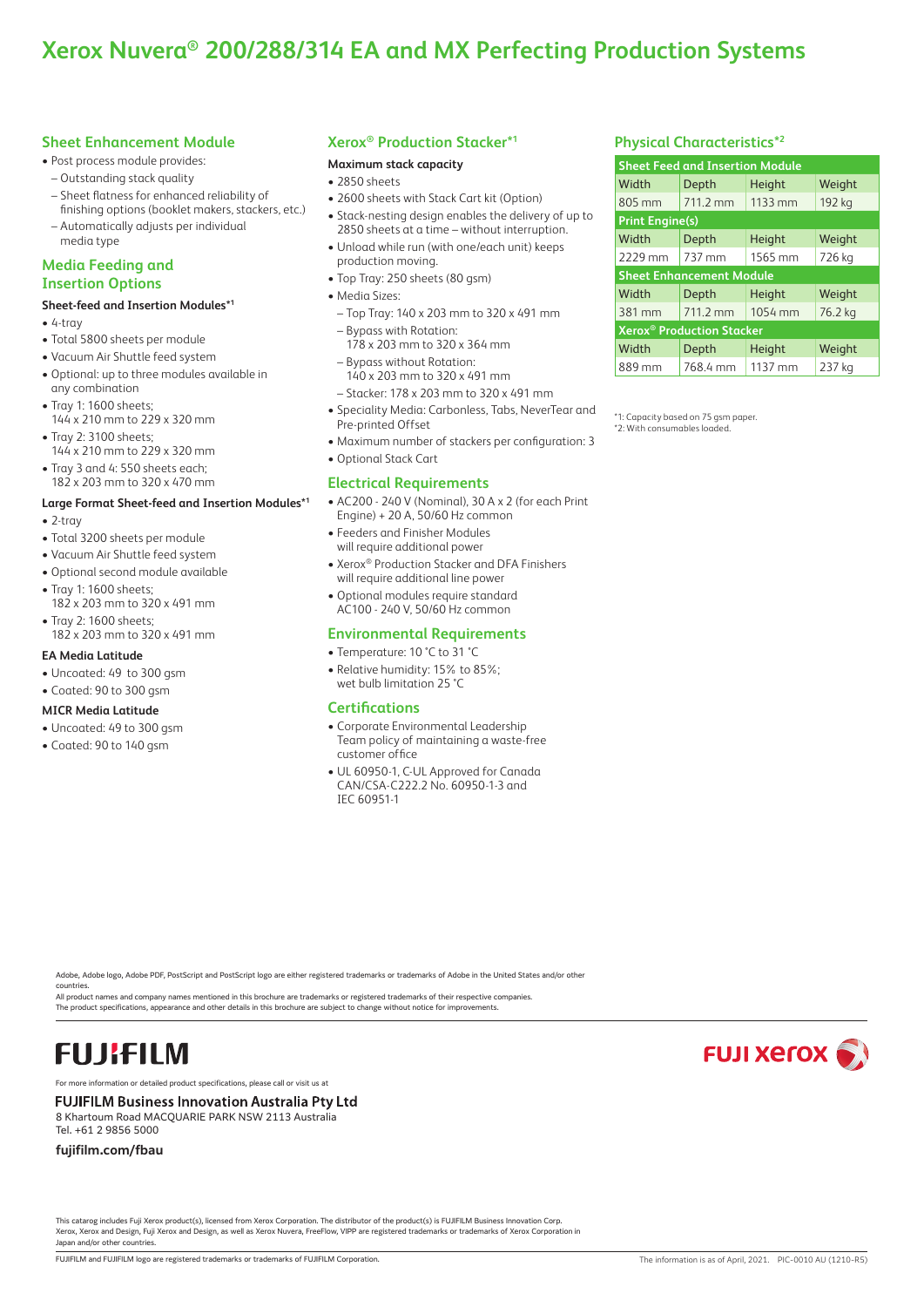# Xerox Nuvera® 200/288/314 EA and MX Perfecting Production Systems

## Sheet Enhancement Module

- Post process module provides:
  - Outstanding stack quality
  - Sheet flatness for enhanced reliability of finishing options (booklet makers, stackers, etc.)
  - Automatically adjusts per individual media type

## Media Feeding and Insertion Options

### Sheet-feed and Insertion Modules*1

- 4-tray
- Total 5800 sheets per module
- Vacuum Air Shuttle feed system
- Optional: up to three modules available in any combination
- Tray 1: 1600 sheets; 144 x 210 mm to 229 x 320 mm
- Tray 2: 3100 sheets; 144 x 210 mm to 229 x 320 mm
- Tray 3 and 4: 550 sheets each; 182 x 203 mm to 320 x 470 mm

### Large Format Sheet-feed and Insertion Modules*1

- 2-tray
- Total 3200 sheets per module
- Vacuum Air Shuttle feed system
- Optional second module available
- Tray 1: 1600 sheets; 182 x 203 mm to 320 x 491 mm
- Tray 2: 1600 sheets; 182 x 203 mm to 320 x 491 mm

### EA Media Latitude

- Uncoated: 49 to 300 gsm
- Coated: 90 to 300 gsm

### MICR Media Latitude

- Uncoated: 49 to 300 gsm
- Coated: 90 to 140 gsm

## Xerox® Production Stacker*1

### Maximum stack capacity

- 2850 sheets
- 2600 sheets with Stack Cart kit (Option)
- Stack-nesting design enables the delivery of up to 2850 sheets at a time – without interruption.
- Unload while run (with one/each unit) keeps production moving.
- Top Tray: 250 sheets (80 gsm)
- Media Sizes:
  - Top Tray: 140 x 203 mm to 320 x 491 mm
  - Bypass with Rotation: 178 x 203 mm to 320 x 364 mm
  - Bypass without Rotation: 140 x 203 mm to 320 x 491 mm
  - Stacker: 178 x 203 mm to 320 x 491 mm
- Speciality Media: Carbonless, Tabs, NeverTear and Pre-printed Offset
- Maximum number of stackers per configuration: 3
- Optional Stack Cart

## Electrical Requirements

- AC200 - 240 V (Nominal), 30 A x 2 (for each Print Engine) + 20 A, 50/60 Hz common
- Feeders and Finisher Modules will require additional power
- Xerox® Production Stacker and DFA Finishers will require additional line power
- Optional modules require standard AC100 - 240 V, 50/60 Hz common

## Environmental Requirements

- Temperature: 10 °C to 31 °C
- Relative humidity: 15% to 85%; wet bulb limitation 25 °C

## Certifications

- Corporate Environmental Leadership Team policy of maintaining a waste-free customer office
- UL 60950-1, C-UL Approved for Canada CAN/CSA-C222.2 No. 60950-1-3 and IEC 60951-1

## Physical Characteristics*2

| Width | Depth | Height | Weight |
|---|---|---|---|
| **Sheet Feed and Insertion Module** | | | |
| 805 mm | 711.2 mm | 1133 mm | 192 kg |
| **Print Engine(s)** | | | |
| 2229 mm | 737 mm | 1565 mm | 726 kg |
| **Sheet Enhancement Module** | | | |
| 381 mm | 711.2 mm | 1054 mm | 76.2 kg |
| **Xerox® Production Stacker** | | | |
| 889 mm | 768.4 mm | 1137 mm | 237 kg |

*1: Capacity based on 75 gsm paper.
*2: With consumables loaded.

Adobe, Adobe logo, Adobe PDF, PostScript and PostScript logo are either registered trademarks or trademarks of Adobe in the United States and/or other countries.
All product names and company names mentioned in this brochure are trademarks or registered trademarks of their respective companies.
The product specifications, appearance and other details in this brochure are subject to change without notice for improvements.

FUJIFILM

FUJI XEROX

For more information or detailed product specifications, please call or visit us at

**FUJIFILM Business Innovation Australia Pty Ltd**
8 Khartoum Road MACQUARIE PARK NSW 2113 Australia
Tel. +61 2 9856 5000

**fujifilm.com/fbau**

This catarog includes Fuji Xerox product(s), licensed from Xerox Corporation. The distributor of the product(s) is FUJIFILM Business Innovation Corp.
Xerox, Xerox and Design, Fuji Xerox and Design, as well as Xerox Nuvera, FreeFlow, VIPP are registered trademarks or trademarks of Xerox Corporation in Japan and/or other countries.

FUJIFILM and FUJIFILM logo are registered trademarks or trademarks of FUJIFILM Corporation.

The information is as of April, 2021. PIC-0010 AU (1210-R5)